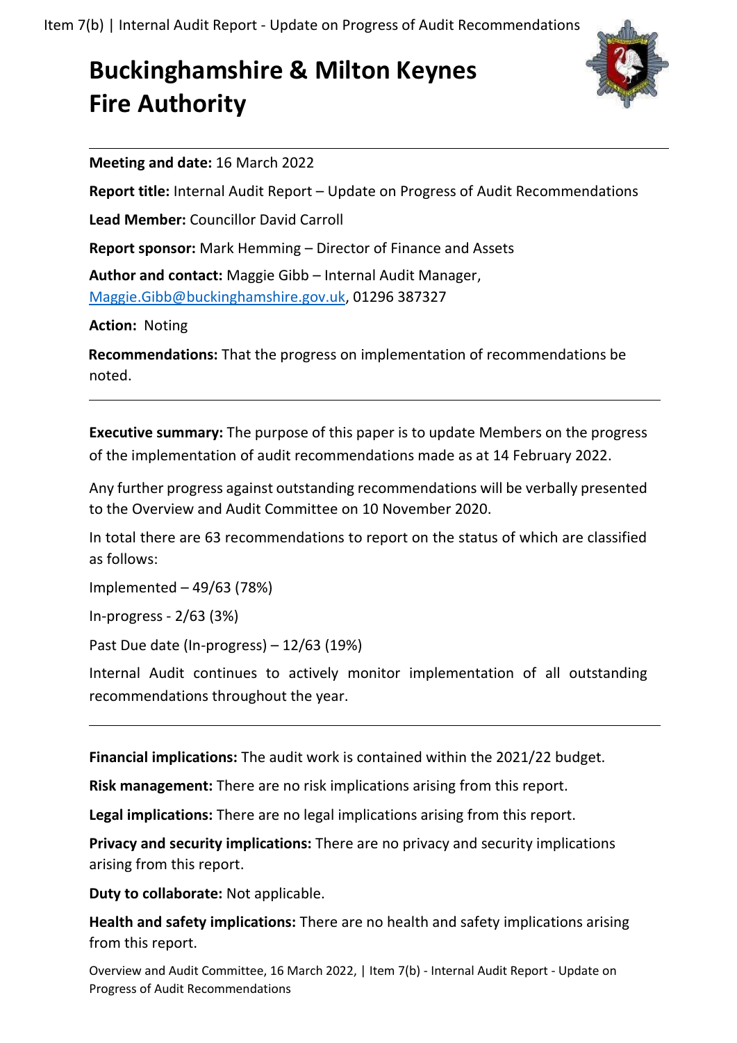# Buckinghamshire & Milton Keynes Fire Authority

**Meeting and date:** 16 March 2022

**Report title:** Internal Audit Report – Update on Progress of Audit Recommendations

**Lead Member:** Councillor David Carroll

**Report sponsor:** Mark Hemming – Director of Finance and Assets

**Author and contact:** Maggie Gibb – Internal Audit Manager, Maggie.Gibb@buckinghamshire.gov.uk, 01296 387327

**Action:** Noting

**Recommendations:** That the progress on implementation of recommendations be noted.

---

**Executive summary:** The purpose of this paper is to update Members on the progress of the implementation of audit recommendations made as at 14 February 2022.

Any further progress against outstanding recommendations will be verbally presented to the Overview and Audit Committee on 10 November 2020.

In total there are 63 recommendations to report on the status of which are classified as follows:

Implemented – 49/63 (78%)

In-progress - 2/63 (3%)

Past Due date (In-progress) – 12/63 (19%)

Internal Audit continues to actively monitor implementation of all outstanding recommendations throughout the year.

---

**Financial implications:** The audit work is contained within the 2021/22 budget.

**Risk management:** There are no risk implications arising from this report.

**Legal implications:** There are no legal implications arising from this report.

**Privacy and security implications:** There are no privacy and security implications arising from this report.

**Duty to collaborate:** Not applicable.

**Health and safety implications:** There are no health and safety implications arising from this report.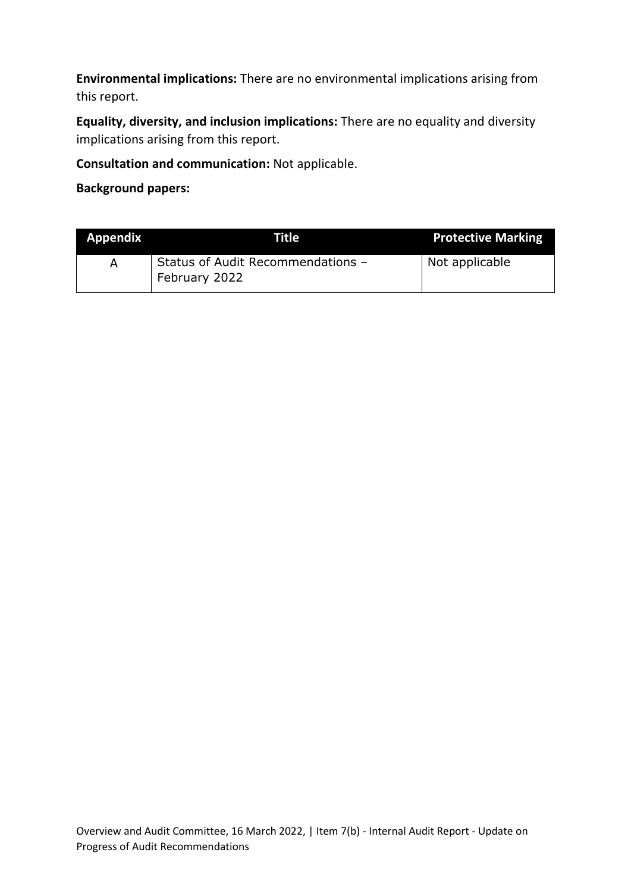**Environmental implications:** There are no environmental implications arising from this report.

**Equality, diversity, and inclusion implications:** There are no equality and diversity implications arising from this report.

**Consultation and communication:** Not applicable.

**Background papers:**

| Appendix | Title | Protective Marking |
|---|---|---|
| A | Status of Audit Recommendations – February 2022 | Not applicable |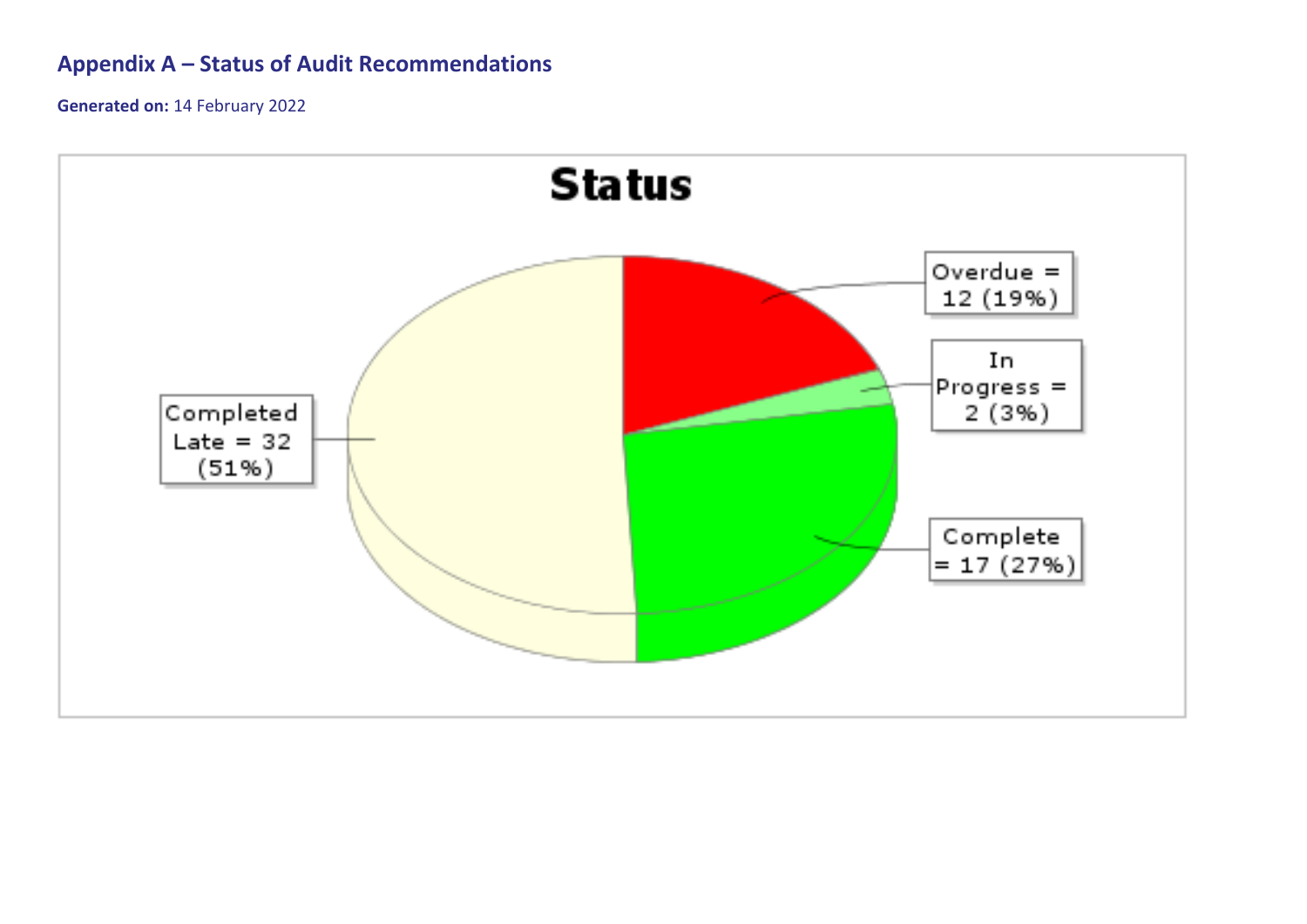## Appendix A – Status of Audit Recommendations

**Generated on:** 14 February 2022

**Status**

Overdue = 12 (19%)

In Progress = 2 (3%)

Complete = 17 (27%)

Completed Late = 32 (51%)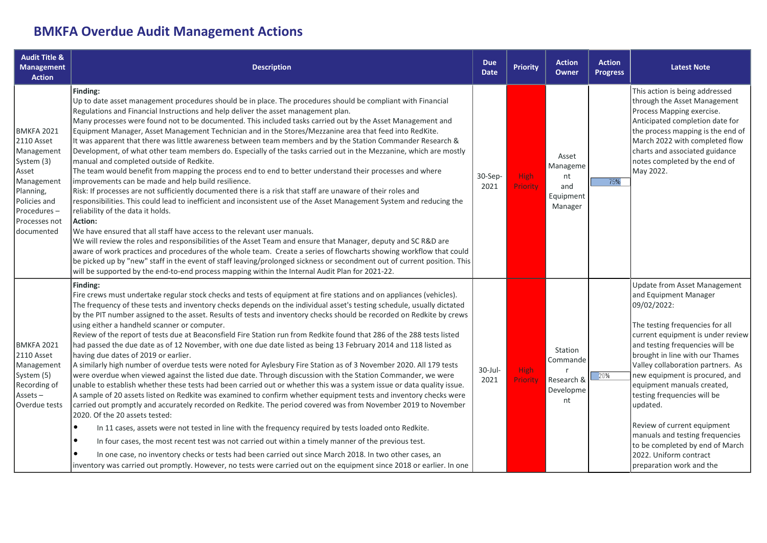# BMKFA Overdue Audit Management Actions

| Audit Title & Management Action | Description | Due Date | Priority | Action Owner | Action Progress | Latest Note |
|---|---|---|---|---|---|---|
| BMKFA 2021 2110 Asset Management System (3) Asset Management Planning, Policies and Procedures – Processes not documented | **Finding:**<br>Up to date asset management procedures should be in place. The procedures should be compliant with Financial Regulations and Financial Instructions and help deliver the asset management plan.<br>Many processes were found not to be documented. This included tasks carried out by the Asset Management and Equipment Manager, Asset Management Technician and in the Stores/Mezzanine area that feed into RedKite.<br>It was apparent that there was little awareness between team members and by the Station Commander Research & Development, of what other team members do. Especially of the tasks carried out in the Mezzanine, which are mostly manual and completed outside of Redkite.<br>The team would benefit from mapping the process end to end to better understand their processes and where improvements can be made and help build resilience.<br>Risk: If processes are not sufficiently documented there is a risk that staff are unaware of their roles and responsibilities. This could lead to inefficient and inconsistent use of the Asset Management System and reducing the reliability of the data it holds.<br>**Action:**<br>We have ensured that all staff have access to the relevant user manuals.<br>We will review the roles and responsibilities of the Asset Team and ensure that Manager, deputy and SC R&D are aware of work practices and procedures of the whole team. Create a series of flowcharts showing workflow that could be picked up by "new" staff in the event of staff leaving/prolonged sickness or secondment out of current position. This will be supported by the end-to-end process mapping within the Internal Audit Plan for 2021-22. | 30-Sep-2021 | High Priority | Asset Management and Equipment Manager | 75% | This action is being addressed through the Asset Management Process Mapping exercise. Anticipated completion date for the process mapping is the end of March 2022 with completed flow charts and associated guidance notes completed by the end of May 2022. |
| BMKFA 2021 2110 Asset Management System (5) Recording of Assets – Overdue tests | **Finding:**<br>Fire crews must undertake regular stock checks and tests of equipment at fire stations and on appliances (vehicles). The frequency of these tests and inventory checks depends on the individual asset's testing schedule, usually dictated by the PIT number assigned to the asset. Results of tests and inventory checks should be recorded on Redkite by crews using either a handheld scanner or computer.<br>Review of the report of tests due at Beaconsfield Fire Station run from Redkite found that 286 of the 288 tests listed had passed the due date as of 12 November, with one due date listed as being 13 February 2014 and 118 listed as having due dates of 2019 or earlier.<br>A similarly high number of overdue tests were noted for Aylesbury Fire Station as of 3 November 2020. All 179 tests were overdue when viewed against the listed due date. Through discussion with the Station Commander, we were unable to establish whether these tests had been carried out or whether this was a system issue or data quality issue.<br>A sample of 20 assets listed on Redkite was examined to confirm whether equipment tests and inventory checks were carried out promptly and accurately recorded on Redkite. The period covered was from November 2019 to November 2020. Of the 20 assets tested:<br>• In 11 cases, assets were not tested in line with the frequency required by tests loaded onto Redkite.<br>• In four cases, the most recent test was not carried out within a timely manner of the previous test.<br>• In one case, no inventory checks or tests had been carried out since March 2018. In two other cases, an inventory was carried out promptly. However, no tests were carried out on the equipment since 2018 or earlier. In one | 30-Jul-2021 | High Priority | Station Commander Research & Development | 20% | Update from Asset Management and Equipment Manager 09/02/2022:<br><br>The testing frequencies for all current equipment is under review and testing frequencies will be brought in line with our Thames Valley collaboration partners. As new equipment is procured, and equipment manuals created, testing frequencies will be updated.<br><br>Review of current equipment manuals and testing frequencies to be completed by end of March 2022. Uniform contract preparation work and the |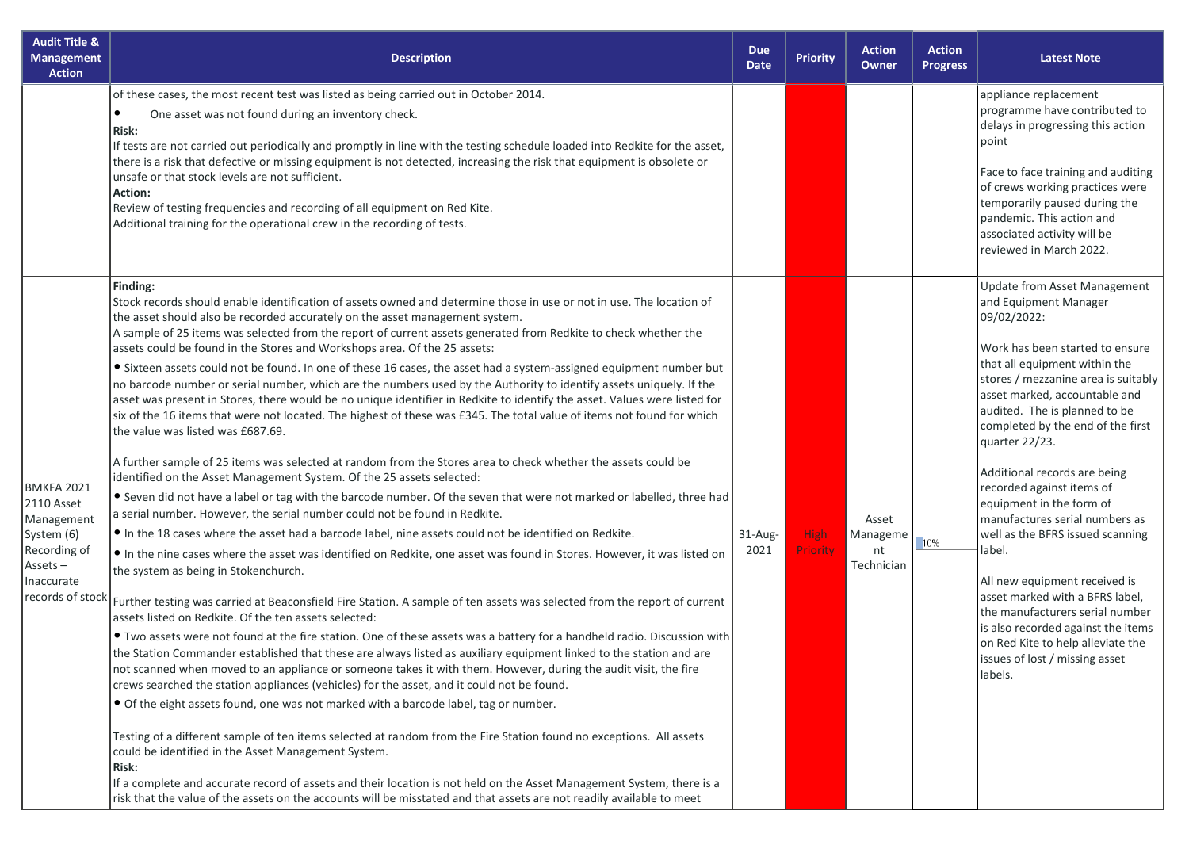| Audit Title & Management Action | Description | Due Date | Priority | Action Owner | Action Progress | Latest Note |
|---|---|---|---|---|---|---|
| | of these cases, the most recent test was listed as being carried out in October 2014.<br>• One asset was not found during an inventory check.<br>**Risk:**<br>If tests are not carried out periodically and promptly in line with the testing schedule loaded into Redkite for the asset, there is a risk that defective or missing equipment is not detected, increasing the risk that equipment is obsolete or unsafe or that stock levels are not sufficient.<br>**Action:**<br>Review of testing frequencies and recording of all equipment on Red Kite.<br>Additional training for the operational crew in the recording of tests. | | | | | appliance replacement programme have contributed to delays in progressing this action point<br><br>Face to face training and auditing of crews working practices were temporarily paused during the pandemic. This action and associated activity will be reviewed in March 2022. |
| BMKFA 2021 2110 Asset Management System (6) Recording of Assets – Inaccurate records of stock | **Finding:**<br>Stock records should enable identification of assets owned and determine those in use or not in use. The location of the asset should also be recorded accurately on the asset management system.<br>A sample of 25 items was selected from the report of current assets generated from Redkite to check whether the assets could be found in the Stores and Workshops area. Of the 25 assets:<br>• Sixteen assets could not be found. In one of these 16 cases, the asset had a system-assigned equipment number but no barcode number or serial number, which are the numbers used by the Authority to identify assets uniquely. If the asset was present in Stores, there would be no unique identifier in Redkite to identify the asset. Values were listed for six of the 16 items that were not located. The highest of these was £345. The total value of items not found for which the value was listed was £687.69.<br><br>A further sample of 25 items was selected at random from the Stores area to check whether the assets could be identified on the Asset Management System. Of the 25 assets selected:<br>• Seven did not have a label or tag with the barcode number. Of the seven that were not marked or labelled, three had a serial number. However, the serial number could not be found in Redkite.<br>• In the 18 cases where the asset had a barcode label, nine assets could not be identified on Redkite.<br>• In the nine cases where the asset was identified on Redkite, one asset was found in Stores. However, it was listed on the system as being in Stokenchurch.<br><br>Further testing was carried at Beaconsfield Fire Station. A sample of ten assets was selected from the report of current assets listed on Redkite. Of the ten assets selected:<br>• Two assets were not found at the fire station. One of these assets was a battery for a handheld radio. Discussion with the Station Commander established that these are always listed as auxiliary equipment linked to the station and are not scanned when moved to an appliance or someone takes it with them. However, during the audit visit, the fire crews searched the station appliances (vehicles) for the asset, and it could not be found.<br>• Of the eight assets found, one was not marked with a barcode label, tag or number.<br><br>Testing of a different sample of ten items selected at random from the Fire Station found no exceptions. All assets could be identified in the Asset Management System.<br>**Risk:**<br>If a complete and accurate record of assets and their location is not held on the Asset Management System, there is a risk that the value of the assets on the accounts will be misstated and that assets are not readily available to meet | 31-Aug-2021 | High Priority | Asset Management Technician | 10% | Update from Asset Management and Equipment Manager 09/02/2022:<br><br>Work has been started to ensure that all equipment within the stores / mezzanine area is suitably asset marked, accountable and audited. The is planned to be completed by the end of the first quarter 22/23.<br><br>Additional records are being recorded against items of equipment in the form of manufactures serial numbers as well as the BFRS issued scanning label.<br><br>All new equipment received is asset marked with a BFRS label, the manufacturers serial number is also recorded against the items on Red Kite to help alleviate the issues of lost / missing asset labels. |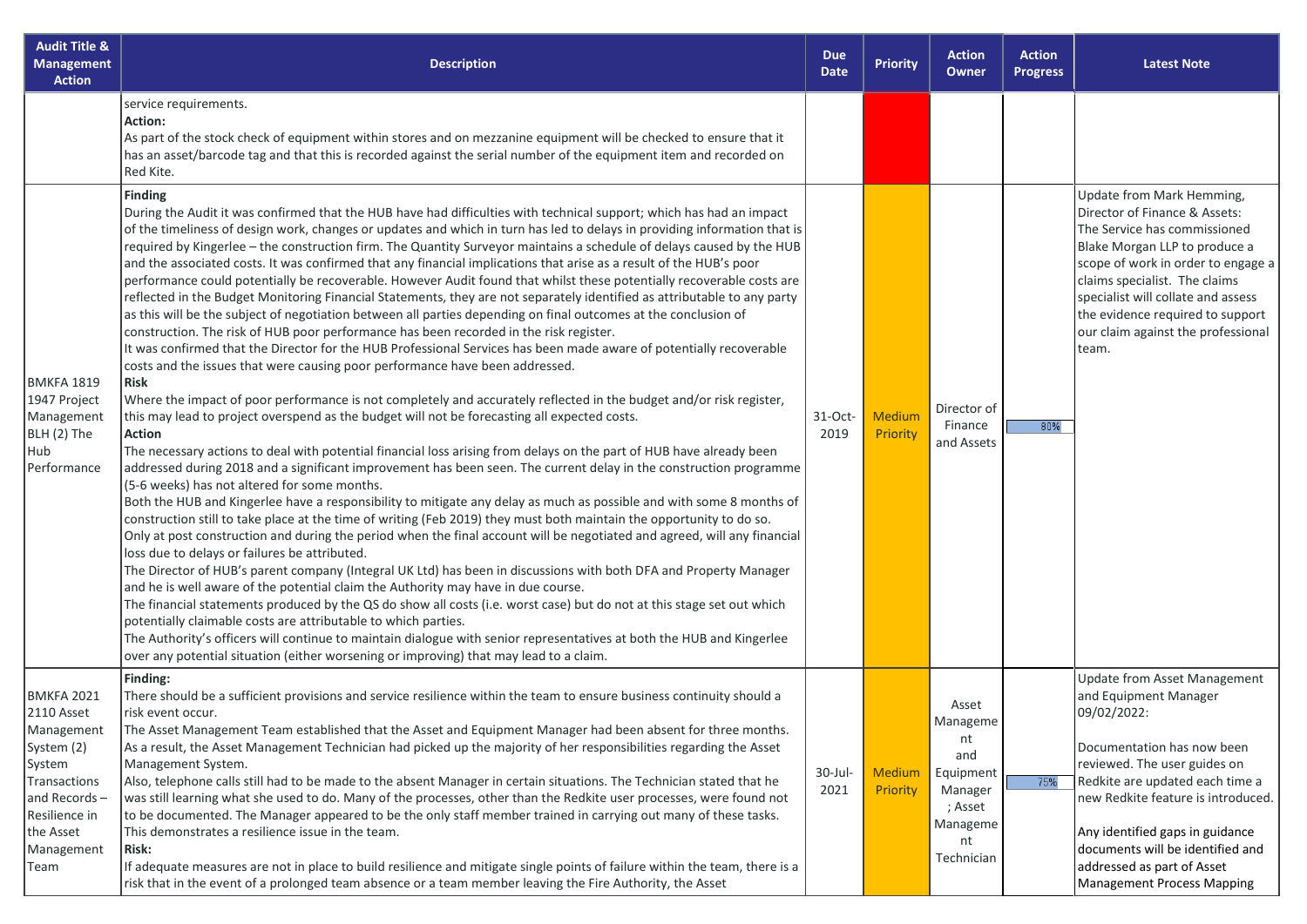| Audit Title & Management Action | Description | Due Date | Priority | Action Owner | Action Progress | Latest Note |
|---|---|---|---|---|---|---|
| | service requirements.<br>**Action:**<br>As part of the stock check of equipment within stores and on mezzanine equipment will be checked to ensure that it has an asset/barcode tag and that this is recorded against the serial number of the equipment item and recorded on Red Kite. | | | | | |
| BMKFA 1819 1947 Project Management BLH (2) The Hub Performance | **Finding**<br>During the Audit it was confirmed that the HUB have had difficulties with technical support; which has had an impact of the timeliness of design work, changes or updates and which in turn has led to delays in providing information that is required by Kingerlee – the construction firm. The Quantity Surveyor maintains a schedule of delays caused by the HUB and the associated costs. It was confirmed that any financial implications that arise as a result of the HUB's poor performance could potentially be recoverable. However Audit found that whilst these potentially recoverable costs are reflected in the Budget Monitoring Financial Statements, they are not separately identified as attributable to any party as this will be the subject of negotiation between all parties depending on final outcomes at the conclusion of construction. The risk of HUB poor performance has been recorded in the risk register.<br>It was confirmed that the Director for the HUB Professional Services has been made aware of potentially recoverable costs and the issues that were causing poor performance have been addressed.<br>**Risk**<br>Where the impact of poor performance is not completely and accurately reflected in the budget and/or risk register, this may lead to project overspend as the budget will not be forecasting all expected costs.<br>**Action**<br>The necessary actions to deal with potential financial loss arising from delays on the part of HUB have already been addressed during 2018 and a significant improvement has been seen. The current delay in the construction programme (5-6 weeks) has not altered for some months.<br>Both the HUB and Kingerlee have a responsibility to mitigate any delay as much as possible and with some 8 months of construction still to take place at the time of writing (Feb 2019) they must both maintain the opportunity to do so.<br>Only at post construction and during the period when the final account will be negotiated and agreed, will any financial loss due to delays or failures be attributed.<br>The Director of HUB's parent company (Integral UK Ltd) has been in discussions with both DFA and Property Manager and he is well aware of the potential claim the Authority may have in due course.<br>The financial statements produced by the QS do show all costs (i.e. worst case) but do not at this stage set out which potentially claimable costs are attributable to which parties.<br>The Authority's officers will continue to maintain dialogue with senior representatives at both the HUB and Kingerlee over any potential situation (either worsening or improving) that may lead to a claim. | 31-Oct-2019 | Medium Priority | Director of Finance and Assets | 80% | Update from Mark Hemming, Director of Finance & Assets:<br>The Service has commissioned Blake Morgan LLP to produce a scope of work in order to engage a claims specialist. The claims specialist will collate and assess the evidence required to support our claim against the professional team. |
| BMKFA 2021 2110 Asset Management System (2) System Transactions and Records – Resilience in the Asset Management Team | **Finding:**<br>There should be a sufficient provisions and service resilience within the team to ensure business continuity should a risk event occur.<br>The Asset Management Team established that the Asset and Equipment Manager had been absent for three months. As a result, the Asset Management Technician had picked up the majority of her responsibilities regarding the Asset Management System.<br>Also, telephone calls still had to be made to the absent Manager in certain situations. The Technician stated that he was still learning what she used to do. Many of the processes, other than the Redkite user processes, were found not to be documented. The Manager appeared to be the only staff member trained in carrying out many of these tasks. This demonstrates a resilience issue in the team.<br>**Risk:**<br>If adequate measures are not in place to build resilience and mitigate single points of failure within the team, there is a risk that in the event of a prolonged team absence or a team member leaving the Fire Authority, the Asset | 30-Jul-2021 | Medium Priority | Asset Management and Equipment Manager; Asset Management Technician | 75% | Update from Asset Management and Equipment Manager 09/02/2022:<br><br>Documentation has now been reviewed. The user guides on Redkite are updated each time a new Redkite feature is introduced.<br><br>Any identified gaps in guidance documents will be identified and addressed as part of Asset Management Process Mapping |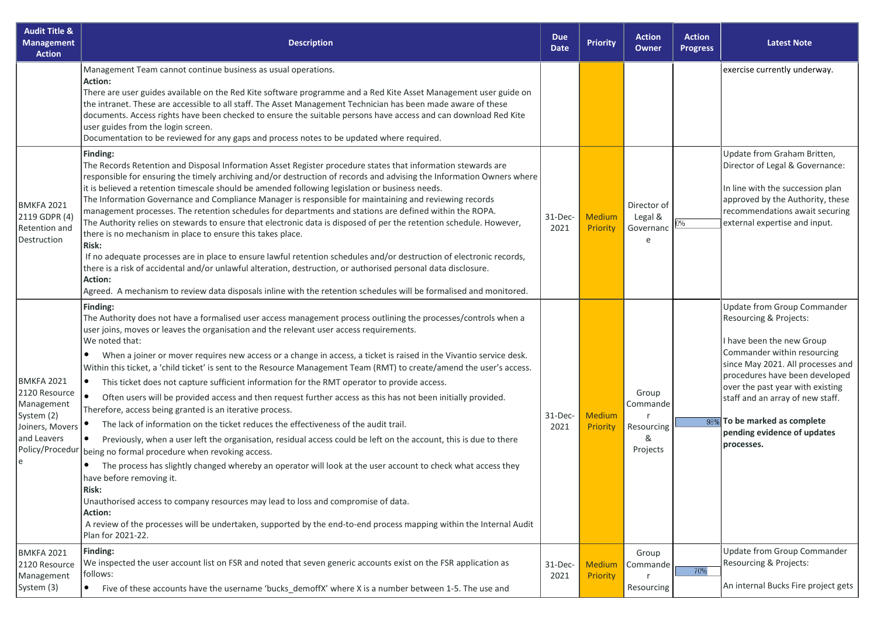| Audit Title & Management Action | Description | Due Date | Priority | Action Owner | Action Progress | Latest Note |
|---|---|---|---|---|---|---|
| | Management Team cannot continue business as usual operations.<br>**Action:**<br>There are user guides available on the Red Kite software programme and a Red Kite Asset Management user guide on the intranet. These are accessible to all staff. The Asset Management Technician has been made aware of these documents. Access rights have been checked to ensure the suitable persons have access and can download Red Kite user guides from the login screen.<br>Documentation to be reviewed for any gaps and process notes to be updated where required. | | | | | exercise currently underway. |
| BMKFA 2021 2119 GDPR (4) Retention and Destruction | **Finding:**<br>The Records Retention and Disposal Information Asset Register procedure states that information stewards are responsible for ensuring the timely archiving and/or destruction of records and advising the Information Owners where it is believed a retention timescale should be amended following legislation or business needs.<br>The Information Governance and Compliance Manager is responsible for maintaining and reviewing records management processes. The retention schedules for departments and stations are defined within the ROPA.<br>The Authority relies on stewards to ensure that electronic data is disposed of per the retention schedule. However, there is no mechanism in place to ensure this takes place.<br>**Risk:**<br>If no adequate processes are in place to ensure lawful retention schedules and/or destruction of electronic records, there is a risk of accidental and/or unlawful alteration, destruction, or authorised personal data disclosure.<br>**Action:**<br>Agreed. A mechanism to review data disposals inline with the retention schedules will be formalised and monitored. | 31-Dec-2021 | Medium Priority | Director of Legal & Governance | 0% | Update from Graham Britten, Director of Legal & Governance:<br><br>In line with the succession plan approved by the Authority, these recommendations await securing external expertise and input. |
| BMKFA 2021 2120 Resource Management System (2) Joiners, Movers and Leavers Policy/Procedure | **Finding:**<br>The Authority does not have a formalised user access management process outlining the processes/controls when a user joins, moves or leaves the organisation and the relevant user access requirements.<br>We noted that:<br>• When a joiner or mover requires new access or a change in access, a ticket is raised in the Vivantio service desk. Within this ticket, a 'child ticket' is sent to the Resource Management Team (RMT) to create/amend the user's access.<br>• This ticket does not capture sufficient information for the RMT operator to provide access.<br>• Often users will be provided access and then request further access as this has not been initially provided. Therefore, access being granted is an iterative process.<br>• The lack of information on the ticket reduces the effectiveness of the audit trail.<br>• Previously, when a user left the organisation, residual access could be left on the account, this is due to there being no formal procedure when revoking access.<br>• The process has slightly changed whereby an operator will look at the user account to check what access they have before removing it.<br>**Risk:**<br>Unauthorised access to company resources may lead to loss and compromise of data.<br>**Action:**<br>A review of the processes will be undertaken, supported by the end-to-end process mapping within the Internal Audit Plan for 2021-22. | 31-Dec-2021 | Medium Priority | Group Commander Resourcing & Projects | 98% | Update from Group Commander Resourcing & Projects:<br><br>I have been the new Group Commander within resourcing since May 2021. All processes and procedures have been developed over the past year with existing staff and an array of new staff.<br><br>**To be marked as complete pending evidence of updates processes.** |
| BMKFA 2021 2120 Resource Management System (3) | **Finding:**<br>We inspected the user account list on FSR and noted that seven generic accounts exist on the FSR application as follows:<br>• Five of these accounts have the username 'bucks_demoffX' where X is a number between 1-5. The use and | 31-Dec-2021 | Medium Priority | Group Commander Resourcing | 70% | Update from Group Commander Resourcing & Projects:<br><br>An internal Bucks Fire project gets |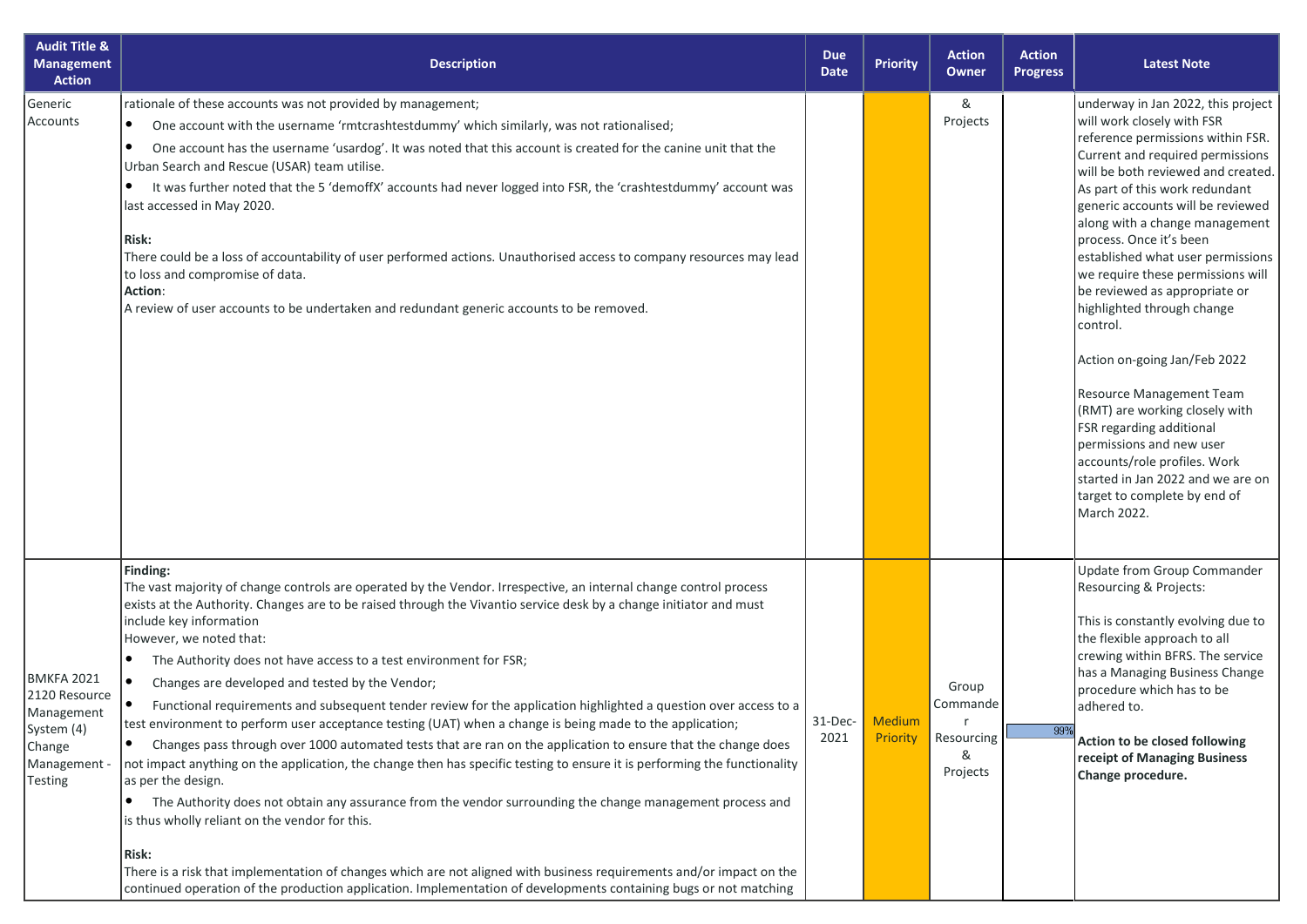| Audit Title & Management Action | Description | Due Date | Priority | Action Owner | Action Progress | Latest Note |
|---|---|---|---|---|---|---|
| Generic Accounts | rationale of these accounts was not provided by management;<br>• One account with the username 'rmtcrashtestdummy' which similarly, was not rationalised;<br>• One account has the username 'usardog'. It was noted that this account is created for the canine unit that the Urban Search and Rescue (USAR) team utilise.<br>• It was further noted that the 5 'demoffX' accounts had never logged into FSR, the 'crashtestdummy' account was last accessed in May 2020.<br><br>**Risk:**<br>There could be a loss of accountability of user performed actions. Unauthorised access to company resources may lead to loss and compromise of data.<br>**Action**:<br>A review of user accounts to be undertaken and redundant generic accounts to be removed. | | | & Projects | | underway in Jan 2022, this project will work closely with FSR reference permissions within FSR. Current and required permissions will be both reviewed and created. As part of this work redundant generic accounts will be reviewed along with a change management process. Once it's been established what user permissions we require these permissions will be reviewed as appropriate or highlighted through change control.<br><br>Action on-going Jan/Feb 2022<br><br>Resource Management Team (RMT) are working closely with FSR regarding additional permissions and new user accounts/role profiles. Work started in Jan 2022 and we are on target to complete by end of March 2022. |
| BMKFA 2021 2120 Resource Management System (4) Change Management - Testing | **Finding:**<br>The vast majority of change controls are operated by the Vendor. Irrespective, an internal change control process exists at the Authority. Changes are to be raised through the Vivantio service desk by a change initiator and must include key information<br>However, we noted that:<br>• The Authority does not have access to a test environment for FSR;<br>• Changes are developed and tested by the Vendor;<br>• Functional requirements and subsequent tender review for the application highlighted a question over access to a test environment to perform user acceptance testing (UAT) when a change is being made to the application;<br>• Changes pass through over 1000 automated tests that are ran on the application to ensure that the change does not impact anything on the application, the change then has specific testing to ensure it is performing the functionality as per the design.<br>• The Authority does not obtain any assurance from the vendor surrounding the change management process and is thus wholly reliant on the vendor for this.<br><br>**Risk:**<br>There is a risk that implementation of changes which are not aligned with business requirements and/or impact on the continued operation of the production application. Implementation of developments containing bugs or not matching | 31-Dec-2021 | Medium Priority | Group Commander Resourcing & Projects | 99% | Update from Group Commander Resourcing & Projects:<br><br>This is constantly evolving due to the flexible approach to all crewing within BFRS. The service has a Managing Business Change procedure which has to be adhered to.<br><br>**Action to be closed following receipt of Managing Business Change procedure.** |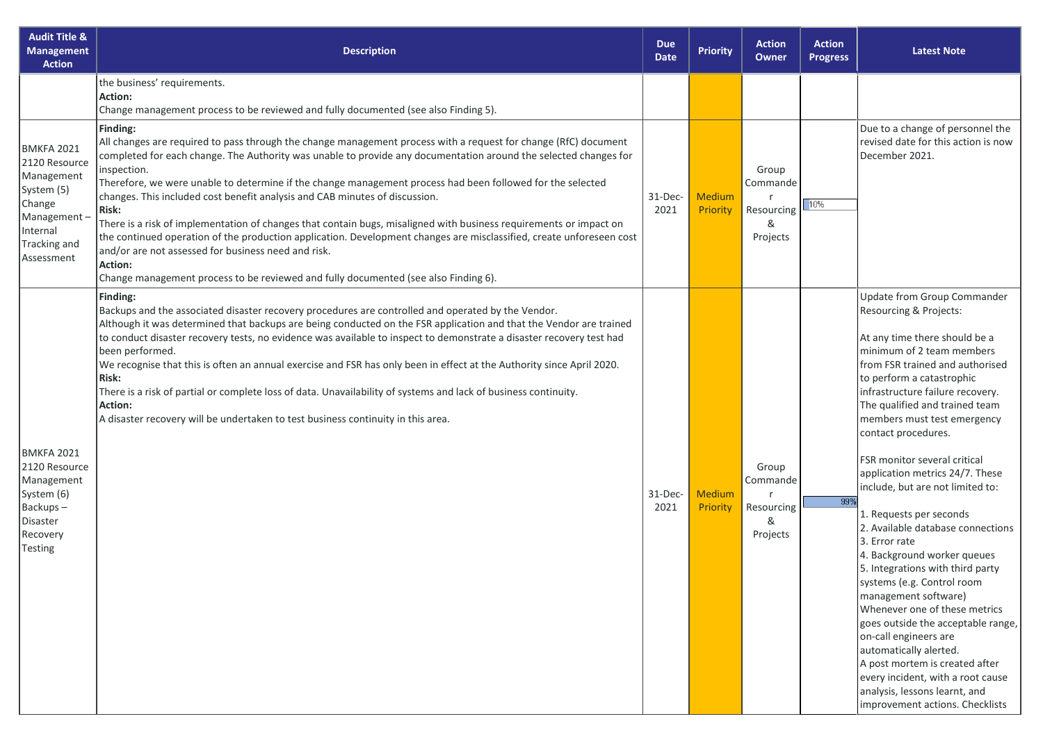| Audit Title & Management Action | Description | Due Date | Priority | Action Owner | Action Progress | Latest Note |
|---|---|---|---|---|---|---|
| | the business' requirements.<br>**Action:**<br>Change management process to be reviewed and fully documented (see also Finding 5). | | | | | |
| BMKFA 2021 2120 Resource Management System (5) Change Management – Internal Tracking and Assessment | **Finding:**<br>All changes are required to pass through the change management process with a request for change (RfC) document completed for each change. The Authority was unable to provide any documentation around the selected changes for inspection.<br>Therefore, we were unable to determine if the change management process had been followed for the selected changes. This included cost benefit analysis and CAB minutes of discussion.<br>**Risk:**<br>There is a risk of implementation of changes that contain bugs, misaligned with business requirements or impact on the continued operation of the production application. Development changes are misclassified, create unforeseen cost and/or are not assessed for business need and risk.<br>**Action:**<br>Change management process to be reviewed and fully documented (see also Finding 6). | 31-Dec-2021 | Medium Priority | Group Commander Resourcing & Projects | 10% | Due to a change of personnel the revised date for this action is now December 2021. |
| BMKFA 2021 2120 Resource Management System (6) Backups – Disaster Recovery Testing | **Finding:**<br>Backups and the associated disaster recovery procedures are controlled and operated by the Vendor.<br>Although it was determined that backups are being conducted on the FSR application and that the Vendor are trained to conduct disaster recovery tests, no evidence was available to inspect to demonstrate a disaster recovery test had been performed.<br>We recognise that this is often an annual exercise and FSR has only been in effect at the Authority since April 2020.<br>**Risk:**<br>There is a risk of partial or complete loss of data. Unavailability of systems and lack of business continuity.<br>**Action:**<br>A disaster recovery will be undertaken to test business continuity in this area. | 31-Dec-2021 | Medium Priority | Group Commander Resourcing & Projects | 99% | Update from Group Commander Resourcing & Projects:<br><br>At any time there should be a minimum of 2 team members from FSR trained and authorised to perform a catastrophic infrastructure failure recovery. The qualified and trained team members must test emergency contact procedures.<br><br>FSR monitor several critical application metrics 24/7. These include, but are not limited to:<br><br>1. Requests per seconds<br>2. Available database connections<br>3. Error rate<br>4. Background worker queues<br>5. Integrations with third party systems (e.g. Control room management software)<br>Whenever one of these metrics goes outside the acceptable range, on-call engineers are automatically alerted.<br>A post mortem is created after every incident, with a root cause analysis, lessons learnt, and improvement actions. Checklists |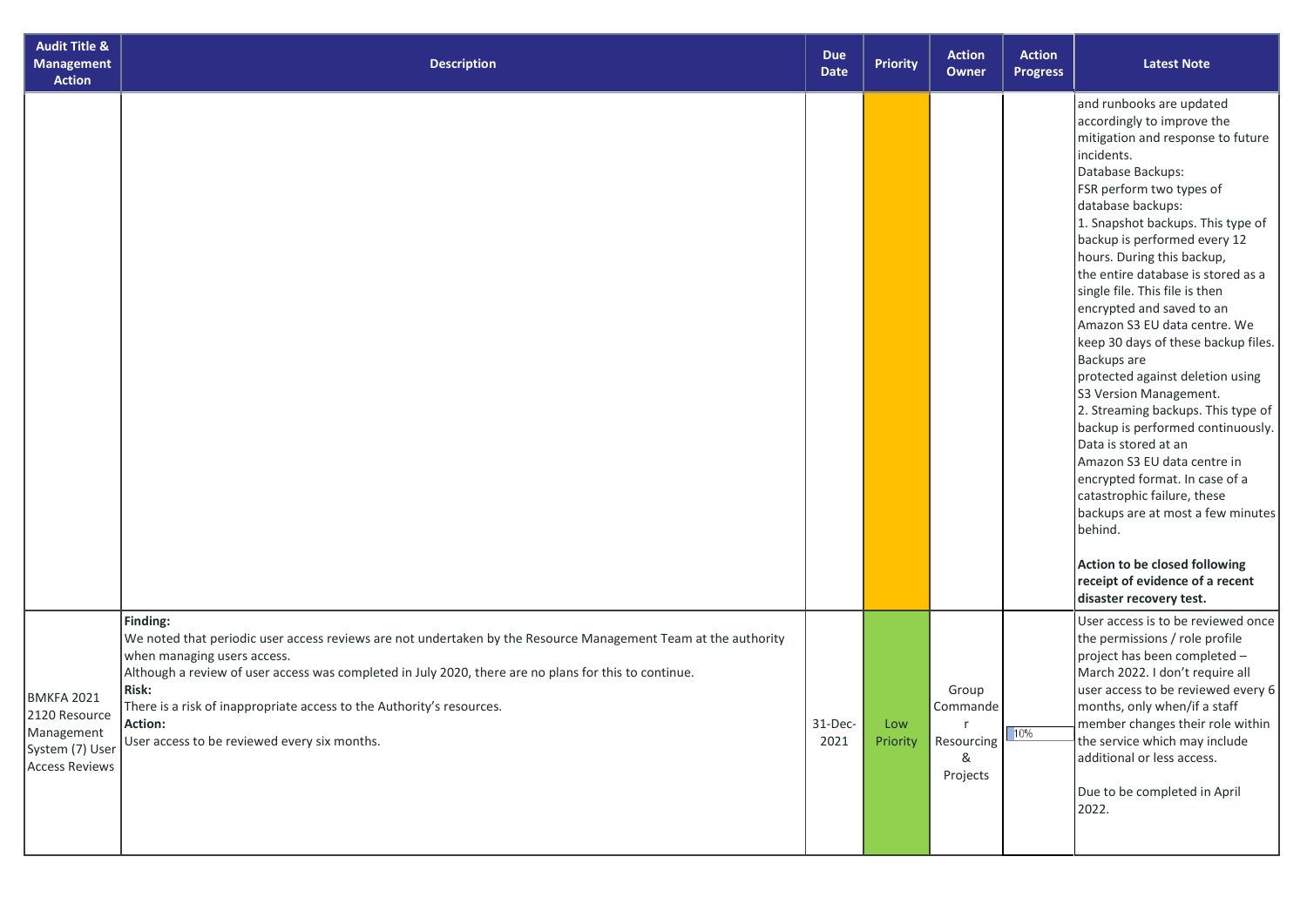| Audit Title & Management Action | Description | Due Date | Priority | Action Owner | Action Progress | Latest Note |
|---|---|---|---|---|---|---|
| | | | | | | and runbooks are updated accordingly to improve the mitigation and response to future incidents.<br>Database Backups:<br>FSR perform two types of database backups:<br>1. Snapshot backups. This type of backup is performed every 12 hours. During this backup, the entire database is stored as a single file. This file is then encrypted and saved to an Amazon S3 EU data centre. We keep 30 days of these backup files. Backups are protected against deletion using S3 Version Management.<br>2. Streaming backups. This type of backup is performed continuously. Data is stored at an Amazon S3 EU data centre in encrypted format. In case of a catastrophic failure, these backups are at most a few minutes behind.<br><br>**Action to be closed following receipt of evidence of a recent disaster recovery test.** |
| BMKFA 2021 2120 Resource Management System (7) User Access Reviews | **Finding:**<br>We noted that periodic user access reviews are not undertaken by the Resource Management Team at the authority when managing users access.<br>Although a review of user access was completed in July 2020, there are no plans for this to continue.<br>**Risk:**<br>There is a risk of inappropriate access to the Authority's resources.<br>**Action:**<br>User access to be reviewed every six months. | 31-Dec-2021 | Low Priority | Group Commander Resourcing & Projects | 10% | User access is to be reviewed once the permissions / role profile project has been completed – March 2022. I don't require all user access to be reviewed every 6 months, only when/if a staff member changes their role within the service which may include additional or less access.<br><br>Due to be completed in April 2022. |